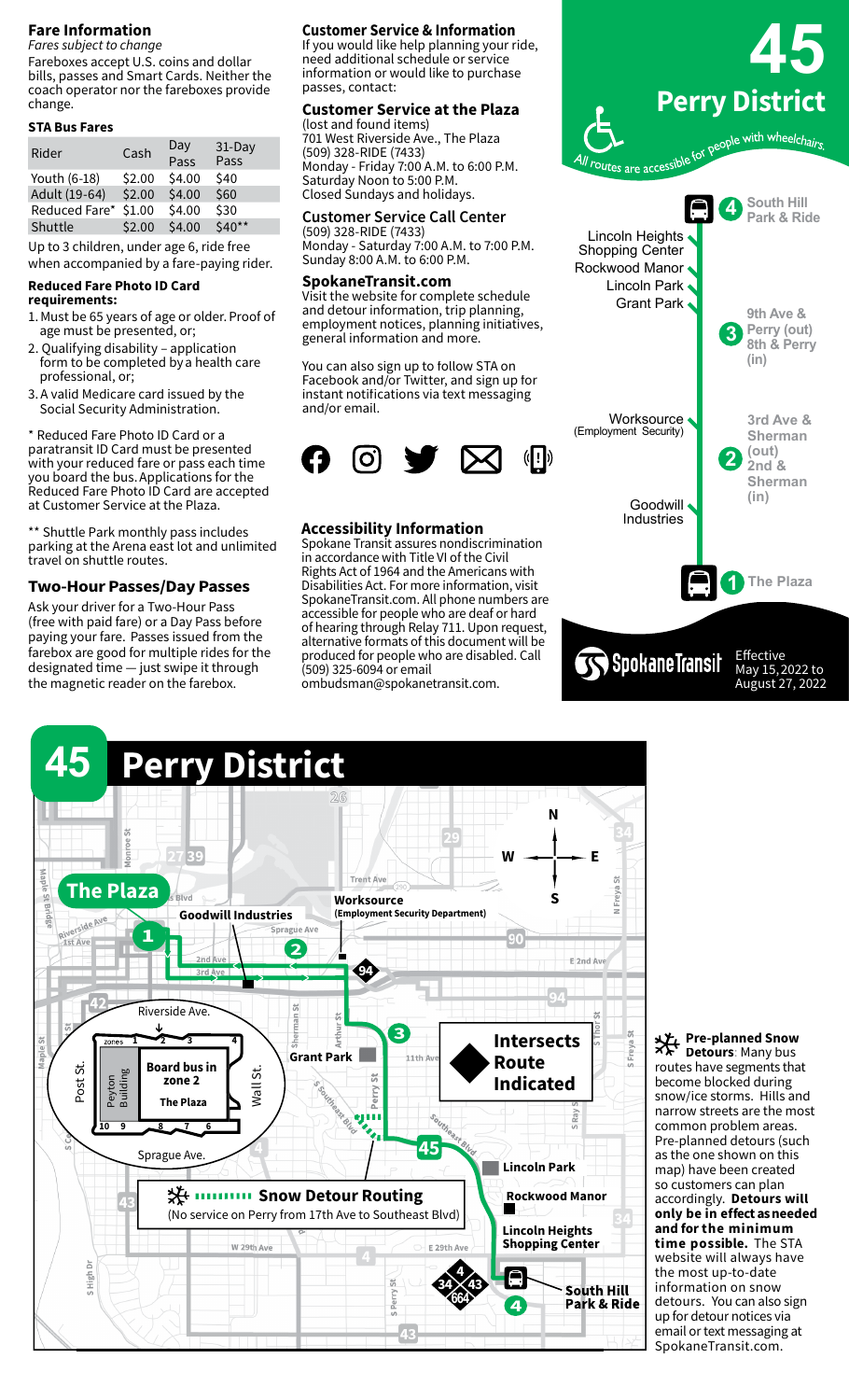## Fare Information

*Fares subject to change*

Fareboxes accept U.S. coins and dollar bills, passes and Smart Cards. Neither the coach operator nor the fareboxes provide change.

### STA Bus Fares

| Rider | Cash | Day Pass | 31-Day Pass |
|---|---|---|---|
| Youth (6-18) | $2.00 | $4.00 | $40 |
| Adult (19-64) | $2.00 | $4.00 | $60 |
| Reduced Fare* | $1.00 | $4.00 | $30 |
| Shuttle | $2.00 | $4.00 | $40** |

Up to 3 children, under age 6, ride free when accompanied by a fare-paying rider.

**Reduced Fare Photo ID Card requirements:**

1. Must be 65 years of age or older. Proof of age must be presented, or;
2. Qualifying disability – application form to be completed by a health care professional, or;
3. A valid Medicare card issued by the Social Security Administration.

\* Reduced Fare Photo ID Card or a paratransit ID Card must be presented with your reduced fare or pass each time you board the bus. Applications for the Reduced Fare Photo ID Card are accepted at Customer Service at the Plaza.

\*\* Shuttle Park monthly pass includes parking at the Arena east lot and unlimited travel on shuttle routes.

### Two-Hour Passes/Day Passes

Ask your driver for a Two-Hour Pass (free with paid fare) or a Day Pass before paying your fare. Passes issued from the farebox are good for multiple rides for the designated time — just swipe it through the magnetic reader on the farebox.

## Customer Service & Information

If you would like help planning your ride, need additional schedule or service information or would like to purchase passes, contact:

### Customer Service at the Plaza

(lost and found items)
701 West Riverside Ave., The Plaza
(509) 328-RIDE (7433)
Monday - Friday 7:00 A.M. to 6:00 P.M.
Saturday Noon to 5:00 P.M.
Closed Sundays and holidays.

### Customer Service Call Center

(509) 328-RIDE (7433)
Monday - Saturday 7:00 A.M. to 7:00 P.M.
Sunday 8:00 A.M. to 6:00 P.M.

### SpokaneTransit.com

Visit the website for complete schedule and detour information, trip planning, employment notices, planning initiatives, general information and more.

You can also sign up to follow STA on Facebook and/or Twitter, and sign up for instant notifications via text messaging and/or email.

### Accessibility Information

Spokane Transit assures nondiscrimination in accordance with Title VI of the Civil Rights Act of 1964 and the Americans with Disabilities Act. For more information, visit SpokaneTransit.com. All phone numbers are accessible for people who are deaf or hard of hearing through Relay 711. Upon request, alternative formats of this document will be produced for people who are disabled. Call (509) 325-6094 or email ombudsman@spokanetransit.com.

# 45 Perry District

*All routes are accessible for people with wheelchairs.*

- 4 South Hill Park & Ride
- Lincoln Heights Shopping Center
- Rockwood Manor
- Lincoln Park
- Grant Park
- 3 9th Ave & Perry (out) / 8th & Perry (in)
- Worksource (Employment Security)
- 2 3rd Ave & Sherman (out) / 2nd & Sherman (in)
- Goodwill Industries
- 1 The Plaza

SpokaneTransit

Effective May 15, 2022 to August 27, 2022

# 45 Perry District

The Plaza — Board bus in zone 2

Snow Detour Routing (No service on Perry from 17th Ave to Southeast Blvd)

Intersects Route Indicated

**Pre-planned Snow Detours**: Many bus routes have segments that become blocked during snow/ice storms. Hills and narrow streets are the most common problem areas. Pre-planned detours (such as the one shown on this map) have been created so customers can plan accordingly. **Detours will only be in effect as needed and for the minimum time possible.** The STA website will always have the most up-to-date information on snow detours. You can also sign up for detour notices via email or text messaging at SpokaneTransit.com.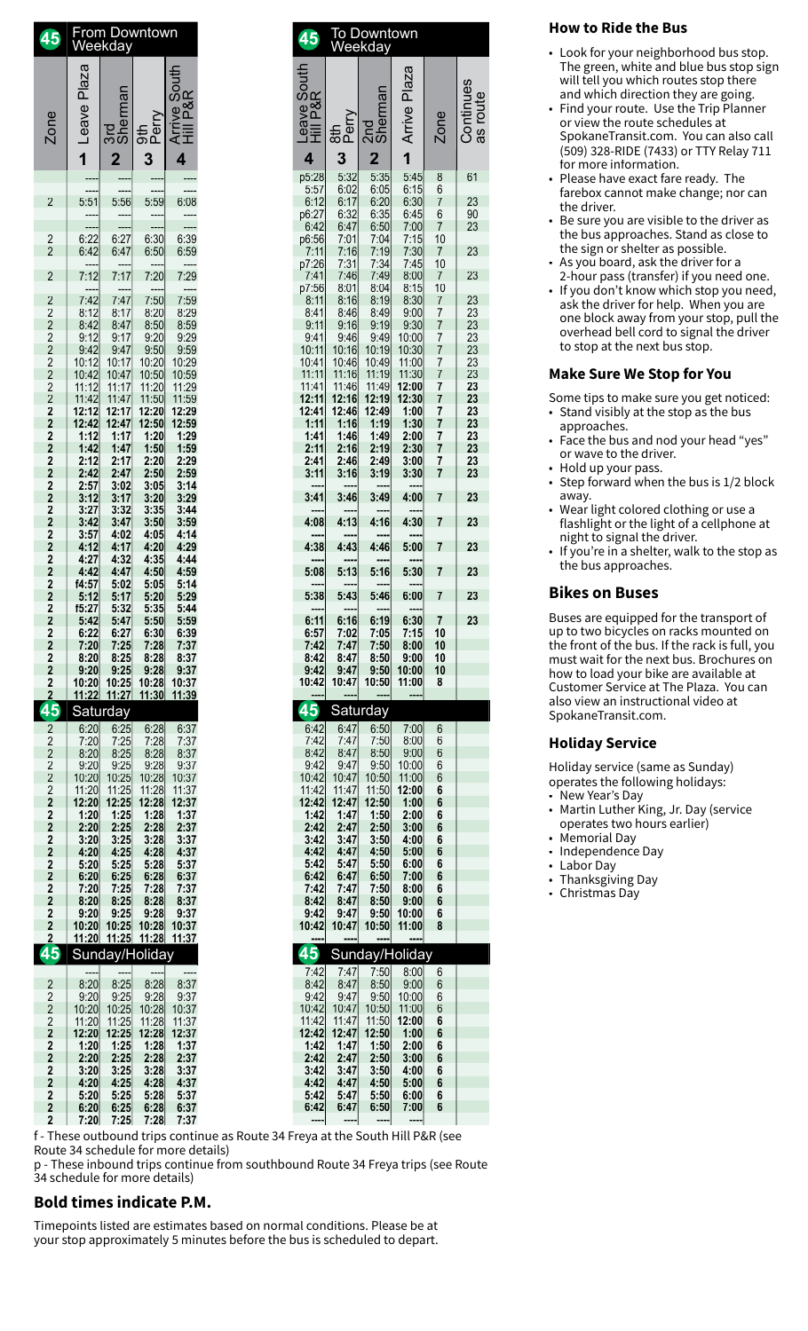## 45 From Downtown — Weekday

| Zone | Leave Plaza 1 | 3rd Sherman 2 | 9th Perry 3 | Arrive South Hill P&R 4 |
|---|---|---|---|---|
| | ---- | ---- | ---- | ---- |
| | ---- | ---- | ---- | ---- |
| 2 | 5:51 | 5:56 | 5:59 | 6:08 |
| | ---- | ---- | ---- | ---- |
| | ---- | ---- | ---- | ---- |
| 2 | 6:22 | 6:27 | 6:30 | 6:39 |
| 2 | 6:42 | 6:47 | 6:50 | 6:59 |
| | ---- | ---- | ---- | ---- |
| 2 | 7:12 | 7:17 | 7:20 | 7:29 |
| | ---- | ---- | ---- | ---- |
| 2 | 7:42 | 7:47 | 7:50 | 7:59 |
| 2 | 8:12 | 8:17 | 8:20 | 8:29 |
| 2 | 8:42 | 8:47 | 8:50 | 8:59 |
| 2 | 9:12 | 9:17 | 9:20 | 9:29 |
| 2 | 9:42 | 9:47 | 9:50 | 9:59 |
| 2 | 10:12 | 10:17 | 10:20 | 10:29 |
| 2 | 10:42 | 10:47 | 10:50 | 10:59 |
| 2 | 11:12 | 11:17 | 11:20 | 11:29 |
| 2 | 11:42 | 11:47 | 11:50 | 11:59 |
| 2 | **12:12** | **12:17** | **12:20** | **12:29** |
| 2 | **12:42** | **12:47** | **12:50** | **12:59** |
| 2 | **1:12** | **1:17** | **1:20** | **1:29** |
| 2 | **1:42** | **1:47** | **1:50** | **1:59** |
| 2 | **2:12** | **2:17** | **2:20** | **2:29** |
| 2 | **2:42** | **2:47** | **2:50** | **2:59** |
| 2 | **2:57** | **3:02** | **3:05** | **3:14** |
| 2 | **3:12** | **3:17** | **3:20** | **3:29** |
| 2 | **3:27** | **3:32** | **3:35** | **3:44** |
| 2 | **3:42** | **3:47** | **3:50** | **3:59** |
| 2 | **3:57** | **4:02** | **4:05** | **4:14** |
| 2 | **4:12** | **4:17** | **4:20** | **4:29** |
| 2 | **4:27** | **4:32** | **4:35** | **4:44** |
| 2 | **4:42** | **4:47** | **4:50** | **4:59** |
| 2 | **f4:57** | **5:02** | **5:05** | **5:14** |
| 2 | **5:12** | **5:17** | **5:20** | **5:29** |
| 2 | **f5:27** | **5:32** | **5:35** | **5:44** |
| 2 | **5:42** | **5:47** | **5:50** | **5:59** |
| 2 | **6:22** | **6:27** | **6:30** | **6:39** |
| 2 | **7:20** | **7:25** | **7:28** | **7:37** |
| 2 | **8:20** | **8:25** | **8:28** | **8:37** |
| 2 | **9:20** | **9:25** | **9:28** | **9:37** |
| 2 | **10:20** | **10:25** | **10:28** | **10:37** |
| 2 | **11:22** | **11:27** | **11:30** | **11:39** |

## 45 From Downtown — Saturday

| Zone | Leave Plaza 1 | 3rd Sherman 2 | 9th Perry 3 | Arrive South Hill P&R 4 |
|---|---|---|---|---|
| 2 | 6:20 | 6:25 | 6:28 | 6:37 |
| 2 | 7:20 | 7:25 | 7:28 | 7:37 |
| 2 | 8:20 | 8:25 | 8:28 | 8:37 |
| 2 | 9:20 | 9:25 | 9:28 | 9:37 |
| 2 | 10:20 | 10:25 | 10:28 | 10:37 |
| 2 | 11:20 | 11:25 | 11:28 | 11:37 |
| 2 | **12:20** | **12:25** | **12:28** | **12:37** |
| 2 | **1:20** | **1:25** | **1:28** | **1:37** |
| 2 | **2:20** | **2:25** | **2:28** | **2:37** |
| 2 | **3:20** | **3:25** | **3:28** | **3:37** |
| 2 | **4:20** | **4:25** | **4:28** | **4:37** |
| 2 | **5:20** | **5:25** | **5:28** | **5:37** |
| 2 | **6:20** | **6:25** | **6:28** | **6:37** |
| 2 | **7:20** | **7:25** | **7:28** | **7:37** |
| 2 | **8:20** | **8:25** | **8:28** | **8:37** |
| 2 | **9:20** | **9:25** | **9:28** | **9:37** |
| 2 | **10:20** | **10:25** | **10:28** | **10:37** |
| 2 | **11:20** | **11:25** | **11:28** | **11:37** |

## 45 From Downtown — Sunday/Holiday

| Zone | Leave Plaza 1 | 3rd Sherman 2 | 9th Perry 3 | Arrive South Hill P&R 4 |
|---|---|---|---|---|
| | ---- | ---- | ---- | ---- |
| 2 | 8:20 | 8:25 | 8:28 | 8:37 |
| 2 | 9:20 | 9:25 | 9:28 | 9:37 |
| 2 | 10:20 | 10:25 | 10:28 | 10:37 |
| 2 | 11:20 | 11:25 | 11:28 | 11:37 |
| 2 | **12:20** | **12:25** | **12:28** | **12:37** |
| 2 | **1:20** | **1:25** | **1:28** | **1:37** |
| 2 | **2:20** | **2:25** | **2:28** | **2:37** |
| 2 | **3:20** | **3:25** | **3:28** | **3:37** |
| 2 | **4:20** | **4:25** | **4:28** | **4:37** |
| 2 | **5:20** | **5:25** | **5:28** | **5:37** |
| 2 | **6:20** | **6:25** | **6:28** | **6:37** |
| 2 | **7:20** | **7:25** | **7:28** | **7:37** |

## 45 To Downtown — Weekday

| Leave South Hill P&R 4 | 8th Perry 3 | 2nd Sherman 2 | Arrive Plaza 1 | Zone | Continues as route |
|---|---|---|---|---|---|
| p5:28 | 5:32 | 5:35 | 5:45 | 8 | 61 |
| 5:57 | 6:02 | 6:05 | 6:15 | 6 | |
| 6:12 | 6:17 | 6:20 | 6:30 | 7 | 23 |
| p6:27 | 6:32 | 6:35 | 6:45 | 6 | 90 |
| 6:42 | 6:47 | 6:50 | 7:00 | 7 | 23 |
| p6:56 | 7:01 | 7:04 | 7:15 | 10 | |
| 7:11 | 7:16 | 7:19 | 7:30 | 7 | 23 |
| p7:26 | 7:31 | 7:34 | 7:45 | 10 | |
| 7:41 | 7:46 | 7:49 | 8:00 | 7 | 23 |
| p7:56 | 8:01 | 8:04 | 8:15 | 10 | |
| 8:11 | 8:16 | 8:19 | 8:30 | 7 | 23 |
| 8:41 | 8:46 | 8:49 | 9:00 | 7 | 23 |
| 9:11 | 9:16 | 9:19 | 9:30 | 7 | 23 |
| 9:41 | 9:46 | 9:49 | 10:00 | 7 | 23 |
| 10:11 | 10:16 | 10:19 | 10:30 | 7 | 23 |
| 10:41 | 10:46 | 10:49 | 11:00 | 7 | 23 |
| 11:11 | 11:16 | 11:19 | 11:30 | 7 | 23 |
| 11:41 | 11:46 | 11:49 | **12:00** | 7 | 23 |
| **12:11** | **12:16** | **12:19** | **12:30** | 7 | 23 |
| **12:41** | **12:46** | **12:49** | **1:00** | 7 | 23 |
| **1:11** | **1:16** | **1:19** | **1:30** | 7 | 23 |
| **1:41** | **1:46** | **1:49** | **2:00** | 7 | 23 |
| **2:11** | **2:16** | **2:19** | **2:30** | 7 | 23 |
| **2:41** | **2:46** | **2:49** | **3:00** | 7 | 23 |
| **3:11** | **3:16** | **3:19** | **3:30** | 7 | 23 |
| ---- | ---- | ---- | ---- | | |
| **3:41** | **3:46** | **3:49** | **4:00** | 7 | 23 |
| ---- | ---- | ---- | ---- | | |
| **4:08** | **4:13** | **4:16** | **4:30** | 7 | 23 |
| ---- | ---- | ---- | ---- | | |
| **4:38** | **4:43** | **4:46** | **5:00** | 7 | 23 |
| ---- | ---- | ---- | ---- | | |
| **5:08** | **5:13** | **5:16** | **5:30** | 7 | 23 |
| ---- | ---- | ---- | ---- | | |
| **5:38** | **5:43** | **5:46** | **6:00** | 7 | 23 |
| ---- | ---- | ---- | ---- | | |
| **6:11** | **6:16** | **6:19** | **6:30** | 7 | 23 |
| **6:57** | **7:02** | **7:05** | **7:15** | 10 | |
| **7:42** | **7:47** | **7:50** | **8:00** | 10 | |
| **8:42** | **8:47** | **8:50** | **9:00** | 10 | |
| **9:42** | **9:47** | **9:50** | **10:00** | 10 | |
| **10:42** | **10:47** | **10:50** | **11:00** | 8 | |
| ---- | ---- | ---- | ---- | | |

## 45 To Downtown — Saturday

| Leave South Hill P&R 4 | 8th Perry 3 | 2nd Sherman 2 | Arrive Plaza 1 | Zone |
|---|---|---|---|---|
| 6:42 | 6:47 | 6:50 | 7:00 | 6 |
| 7:42 | 7:47 | 7:50 | 8:00 | 6 |
| 8:42 | 8:47 | 8:50 | 9:00 | 6 |
| 9:42 | 9:47 | 9:50 | 10:00 | 6 |
| 10:42 | 10:47 | 10:50 | 11:00 | 6 |
| 11:42 | 11:47 | 11:50 | **12:00** | 6 |
| **12:42** | **12:47** | **12:50** | **1:00** | 6 |
| **1:42** | **1:47** | **1:50** | **2:00** | 6 |
| **2:42** | **2:47** | **2:50** | **3:00** | 6 |
| **3:42** | **3:47** | **3:50** | **4:00** | 6 |
| **4:42** | **4:47** | **4:50** | **5:00** | 6 |
| **5:42** | **5:47** | **5:50** | **6:00** | 6 |
| **6:42** | **6:47** | **6:50** | **7:00** | 6 |
| **7:42** | **7:47** | **7:50** | **8:00** | 6 |
| **8:42** | **8:47** | **8:50** | **9:00** | 6 |
| **9:42** | **9:47** | **9:50** | **10:00** | 6 |
| **10:42** | **10:47** | **10:50** | **11:00** | 8 |
| ---- | ---- | ---- | ---- | |

## 45 To Downtown — Sunday/Holiday

| Leave South Hill P&R 4 | 8th Perry 3 | 2nd Sherman 2 | Arrive Plaza 1 | Zone |
|---|---|---|---|---|
| 7:42 | 7:47 | 7:50 | 8:00 | 6 |
| 8:42 | 8:47 | 8:50 | 9:00 | 6 |
| 9:42 | 9:47 | 9:50 | 10:00 | 6 |
| 10:42 | 10:47 | 10:50 | 11:00 | 6 |
| 11:42 | 11:47 | 11:50 | **12:00** | 6 |
| **12:42** | **12:47** | **12:50** | **1:00** | 6 |
| **1:42** | **1:47** | **1:50** | **2:00** | 6 |
| **2:42** | **2:47** | **2:50** | **3:00** | 6 |
| **3:42** | **3:47** | **3:50** | **4:00** | 6 |
| **4:42** | **4:47** | **4:50** | **5:00** | 6 |
| **5:42** | **5:47** | **5:50** | **6:00** | 6 |
| **6:42** | **6:47** | **6:50** | **7:00** | 6 |
| ---- | ---- | ---- | ---- | |

f - These outbound trips continue as Route 34 Freya at the South Hill P&R (see Route 34 schedule for more details)

p - These inbound trips continue from southbound Route 34 Freya trips (see Route 34 schedule for more details)

## Bold times indicate P.M.

Timepoints listed are estimates based on normal conditions. Please be at your stop approximately 5 minutes before the bus is scheduled to depart.

## How to Ride the Bus

- Look for your neighborhood bus stop. The green, white and blue bus stop sign will tell you which routes stop there and which direction they are going.
- Find your route. Use the Trip Planner or view the route schedules at SpokaneTransit.com. You can also call (509) 328-RIDE (7433) or TTY Relay 711 for more information.
- Please have exact fare ready. The farebox cannot make change; nor can the driver.
- Be sure you are visible to the driver as the bus approaches. Stand as close to the sign or shelter as possible.
- As you board, ask the driver for a 2-hour pass (transfer) if you need one.
- If you don't know which stop you need, ask the driver for help. When you are one block away from your stop, pull the overhead bell cord to signal the driver to stop at the next bus stop.

## Make Sure We Stop for You

Some tips to make sure you get noticed:

- Stand visibly at the stop as the bus approaches.
- Face the bus and nod your head "yes" or wave to the driver.
- Hold up your pass.
- Step forward when the bus is 1/2 block away.
- Wear light colored clothing or use a flashlight or the light of a cellphone at night to signal the driver.
- If you're in a shelter, walk to the stop as the bus approaches.

## Bikes on Buses

Buses are equipped for the transport of up to two bicycles on racks mounted on the front of the bus. If the rack is full, you must wait for the next bus. Brochures on how to load your bike are available at Customer Service at The Plaza. You can also view an instructional video at SpokaneTransit.com.

## Holiday Service

Holiday service (same as Sunday) operates the following holidays:

- New Year's Day
- Martin Luther King, Jr. Day (service operates two hours earlier)
- Memorial Day
- Independence Day
- Labor Day
- Thanksgiving Day
- Christmas Day